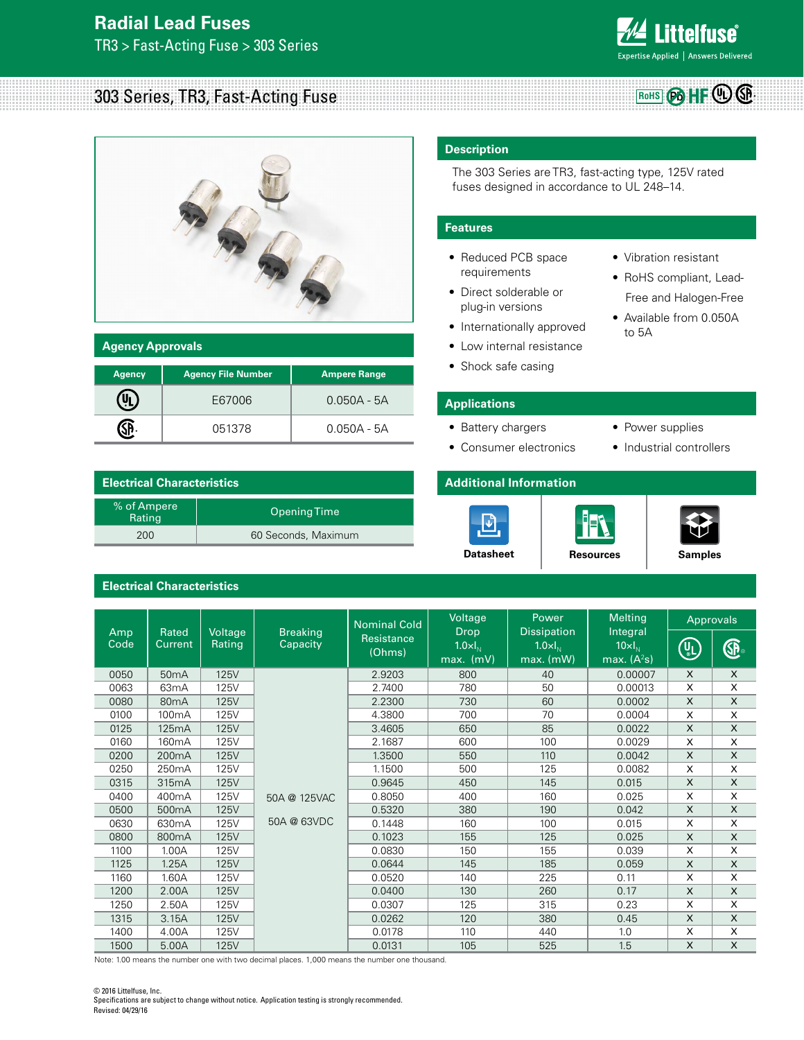# Radial Lead Fuses

TR3 > Fast-Acting Fuse > 303 Series

## 303 Series, TR3, Fast-Acting Fuse

RoHS Pb HF UL CSA

### Description

The 303 Series are TR3, fast-acting type, 125V rated fuses designed in accordance to UL 248–14.

### Features

- Reduced PCB space requirements
- Direct solderable or plug-in versions
- Internationally approved
- Low internal resistance
- Shock safe casing
- Vibration resistant
- RoHS compliant, Lead-Free and Halogen-Free
- Available from 0.050A to 5A

### Agency Approvals

| Agency | Agency File Number | Ampere Range |
|---|---|---|
| UL | E67006 | 0.050A - 5A |
| CSA | 051378 | 0.050A - 5A |

### Applications

- Battery chargers
- Consumer electronics
- Power supplies
- Industrial controllers

### Electrical Characteristics

| % of Ampere Rating | Opening Time |
|---|---|
| 200 | 60 Seconds, Maximum |

### Additional Information

Datasheet | Resources | Samples

### Electrical Characteristics

| Amp Code | Rated Current | Voltage Rating | Breaking Capacity | Nominal Cold Resistance (Ohms) | Voltage Drop $1.0 \times I_N$ max. (mV) | Power Dissipation $1.0 \times I_N$ max. (mW) | Melting Integral $10 \times I_N$ max. ($A^2s$) | Approvals | |
|---|---|---|---|---|---|---|---|---|---|
| | | | | | | | | UL | CSA |
| 0050 | 50mA | 125V | 50A @ 125VAC<br>50A @ 63VDC | 2.9203 | 800 | 40 | 0.00007 | X | X |
| 0063 | 63mA | 125V | | 2.7400 | 780 | 50 | 0.00013 | X | X |
| 0080 | 80mA | 125V | | 2.2300 | 730 | 60 | 0.0002 | X | X |
| 0100 | 100mA | 125V | | 4.3800 | 700 | 70 | 0.0004 | X | X |
| 0125 | 125mA | 125V | | 3.4605 | 650 | 85 | 0.0022 | X | X |
| 0160 | 160mA | 125V | | 2.1687 | 600 | 100 | 0.0029 | X | X |
| 0200 | 200mA | 125V | | 1.3500 | 550 | 110 | 0.0042 | X | X |
| 0250 | 250mA | 125V | | 1.1500 | 500 | 125 | 0.0082 | X | X |
| 0315 | 315mA | 125V | | 0.9645 | 450 | 145 | 0.015 | X | X |
| 0400 | 400mA | 125V | | 0.8050 | 400 | 160 | 0.025 | X | X |
| 0500 | 500mA | 125V | | 0.5320 | 380 | 190 | 0.042 | X | X |
| 0630 | 630mA | 125V | | 0.1448 | 160 | 100 | 0.015 | X | X |
| 0800 | 800mA | 125V | | 0.1023 | 155 | 125 | 0.025 | X | X |
| 1100 | 1.00A | 125V | | 0.0830 | 150 | 155 | 0.039 | X | X |
| 1125 | 1.25A | 125V | | 0.0644 | 145 | 185 | 0.059 | X | X |
| 1160 | 1.60A | 125V | | 0.0520 | 140 | 225 | 0.11 | X | X |
| 1200 | 2.00A | 125V | | 0.0400 | 130 | 260 | 0.17 | X | X |
| 1250 | 2.50A | 125V | | 0.0307 | 125 | 315 | 0.23 | X | X |
| 1315 | 3.15A | 125V | | 0.0262 | 120 | 380 | 0.45 | X | X |
| 1400 | 4.00A | 125V | | 0.0178 | 110 | 440 | 1.0 | X | X |
| 1500 | 5.00A | 125V | | 0.0131 | 105 | 525 | 1.5 | X | X |

Note: 1.00 means the number one with two decimal places. 1,000 means the number one thousand.

© 2016 Littelfuse, Inc.
Specifications are subject to change without notice. Application testing is strongly recommended.
Revised: 04/29/16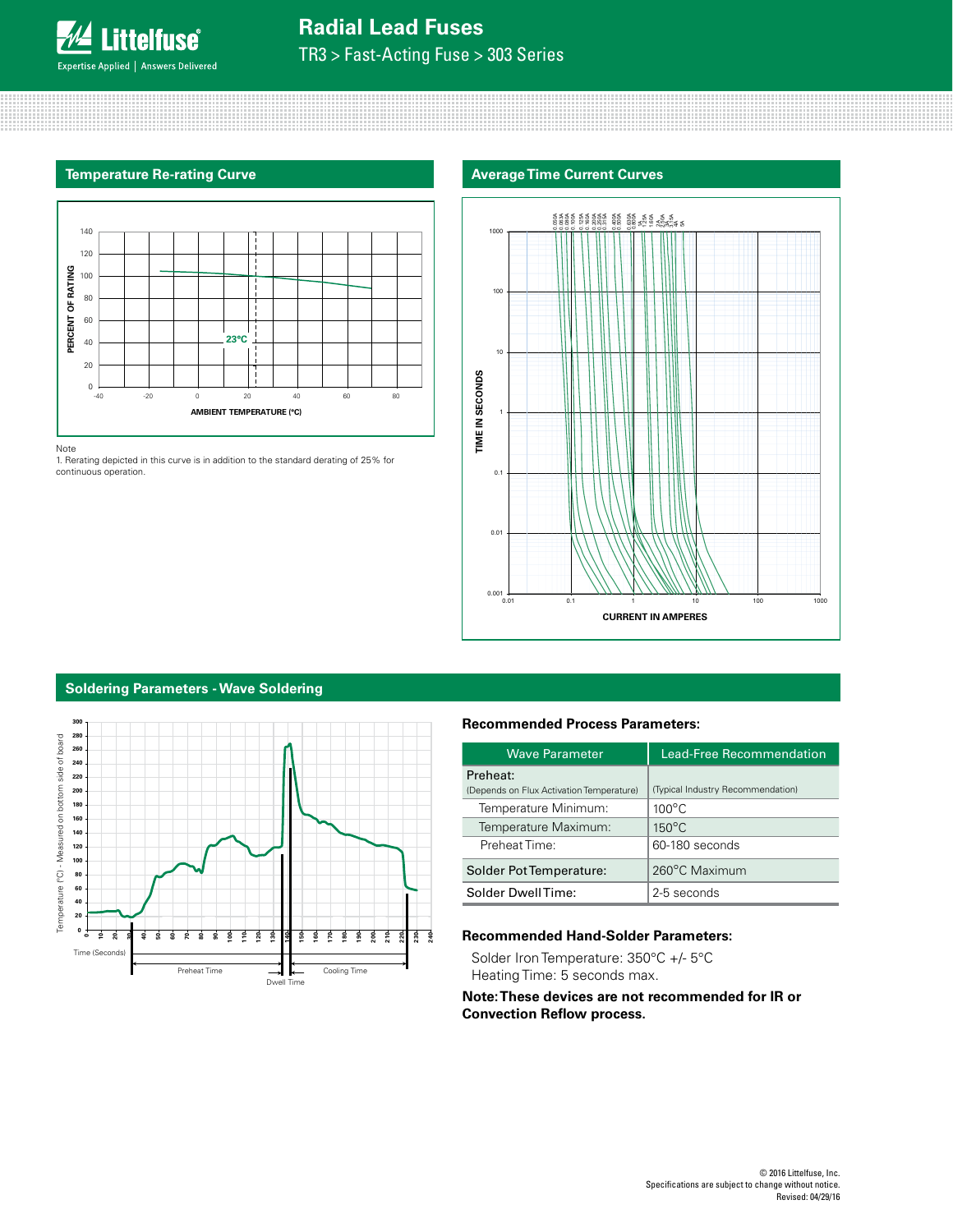## Temperature Re-rating Curve

Note
1. Rerating depicted in this curve is in addition to the standard derating of 25% for continuous operation.

## Average Time Current Curves

## Soldering Parameters - Wave Soldering

### Recommended Process Parameters:

| Wave Parameter | Lead-Free Recommendation |
|---|---|
| Preheat: (Depends on Flux Activation Temperature) | (Typical Industry Recommendation) |
| Temperature Minimum: | 100°C |
| Temperature Maximum: | 150°C |
| Preheat Time: | 60-180 seconds |
| Solder Pot Temperature: | 260°C Maximum |
| Solder Dwell Time: | 2-5 seconds |

### Recommended Hand-Solder Parameters:

Solder Iron Temperature: 350°C +/- 5°C
Heating Time: 5 seconds max.

**Note: These devices are not recommended for IR or Convection Reflow process.**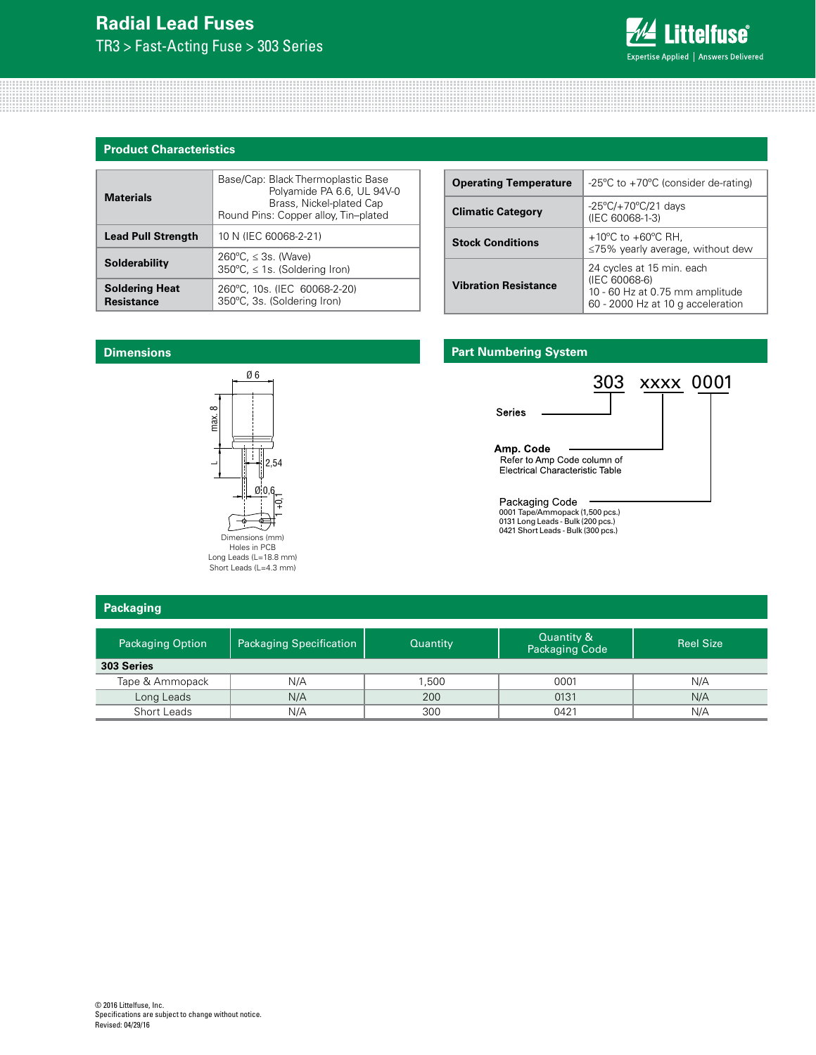# Radial Lead Fuses

TR3 > Fast-Acting Fuse > 303 Series

## Product Characteristics

| | |
|---|---|
| **Materials** | Base/Cap: Black Thermoplastic Base Polyamide PA 6.6, UL 94V-0 Brass, Nickel-plated Cap Round Pins: Copper alloy, Tin–plated |
| **Lead Pull Strength** | 10 N (IEC 60068-2-21) |
| **Solderability** | 260ºC, ≤ 3s. (Wave) 350ºC, ≤ 1s. (Soldering Iron) |
| **Soldering Heat Resistance** | 260ºC, 10s. (IEC 60068-2-20) 350ºC, 3s. (Soldering Iron) |

| | |
|---|---|
| **Operating Temperature** | -25ºC to +70ºC (consider de-rating) |
| **Climatic Category** | -25ºC/+70ºC/21 days (IEC 60068-1-3) |
| **Stock Conditions** | +10ºC to +60ºC RH, ≤75% yearly average, without dew |
| **Vibration Resistance** | 24 cycles at 15 min. each (IEC 60068-6) 10 - 60 Hz at 0.75 mm amplitude 60 - 2000 Hz at 10 g acceleration |

## Dimensions

Ø 6

max. 8

L

2,54

Ø 0,6

1 +0,1

Dimensions (mm)
Holes in PCB
Long Leads (L=18.8 mm)
Short Leads (L=4.3 mm)

## Part Numbering System

303 xxxx 0001

**Series**

**Amp. Code**
Refer to Amp Code column of Electrical Characteristic Table

Packaging Code
0001 Tape/Ammopack (1,500 pcs.)
0131 Long Leads - Bulk (200 pcs.)
0421 Short Leads - Bulk (300 pcs.)

## Packaging

| Packaging Option | Packaging Specification | Quantity | Quantity & Packaging Code | Reel Size |
|---|---|---|---|---|
| **303 Series** | | | | |
| Tape & Ammopack | N/A | 1,500 | 0001 | N/A |
| Long Leads | N/A | 200 | 0131 | N/A |
| Short Leads | N/A | 300 | 0421 | N/A |

© 2016 Littelfuse, Inc.
Specifications are subject to change without notice.
Revised: 04/29/16